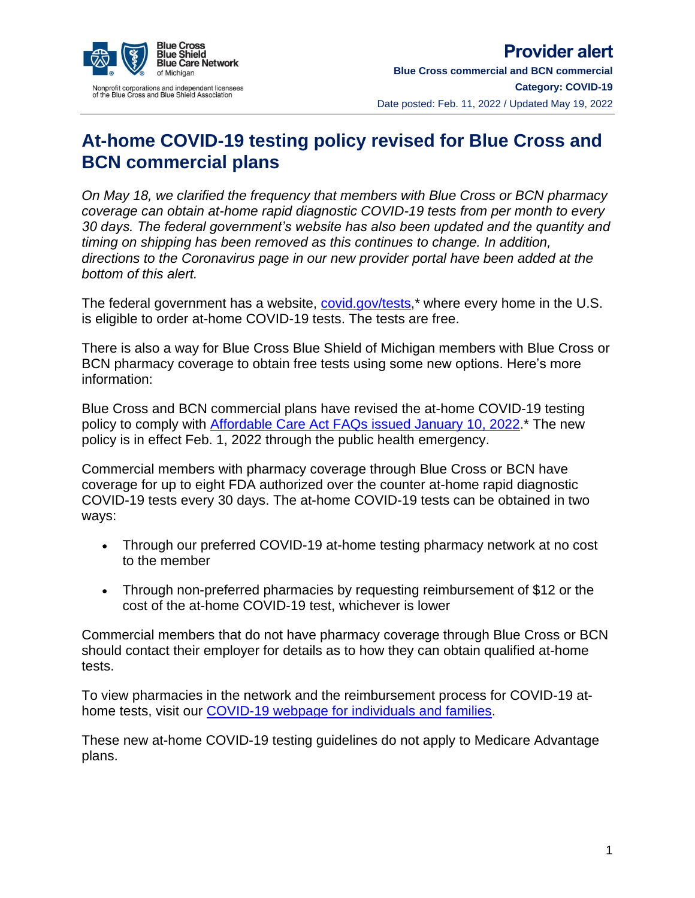Blue Cross Blue Shield Blue Care Network of Michigan

Nonprofit corporations and independent licensees of the Blue Cross and Blue Shield Association

**Provider alert**

**Blue Cross commercial and BCN commercial**

**Category: COVID-19**

Date posted: Feb. 11, 2022 / Updated May 19, 2022

# At-home COVID-19 testing policy revised for Blue Cross and BCN commercial plans

*On May 18, we clarified the frequency that members with Blue Cross or BCN pharmacy coverage can obtain at-home rapid diagnostic COVID-19 tests from per month to every 30 days. The federal government's website has also been updated and the quantity and timing on shipping has been removed as this continues to change. In addition, directions to the Coronavirus page in our new provider portal have been added at the bottom of this alert.*

The federal government has a website, covid.gov/tests,* where every home in the U.S. is eligible to order at-home COVID-19 tests. The tests are free.

There is also a way for Blue Cross Blue Shield of Michigan members with Blue Cross or BCN pharmacy coverage to obtain free tests using some new options. Here's more information:

Blue Cross and BCN commercial plans have revised the at-home COVID-19 testing policy to comply with Affordable Care Act FAQs issued January 10, 2022.* The new policy is in effect Feb. 1, 2022 through the public health emergency.

Commercial members with pharmacy coverage through Blue Cross or BCN have coverage for up to eight FDA authorized over the counter at-home rapid diagnostic COVID-19 tests every 30 days. The at-home COVID-19 tests can be obtained in two ways:

- Through our preferred COVID-19 at-home testing pharmacy network at no cost to the member
- Through non-preferred pharmacies by requesting reimbursement of $12 or the cost of the at-home COVID-19 test, whichever is lower

Commercial members that do not have pharmacy coverage through Blue Cross or BCN should contact their employer for details as to how they can obtain qualified at-home tests.

To view pharmacies in the network and the reimbursement process for COVID-19 at-home tests, visit our COVID-19 webpage for individuals and families.

These new at-home COVID-19 testing guidelines do not apply to Medicare Advantage plans.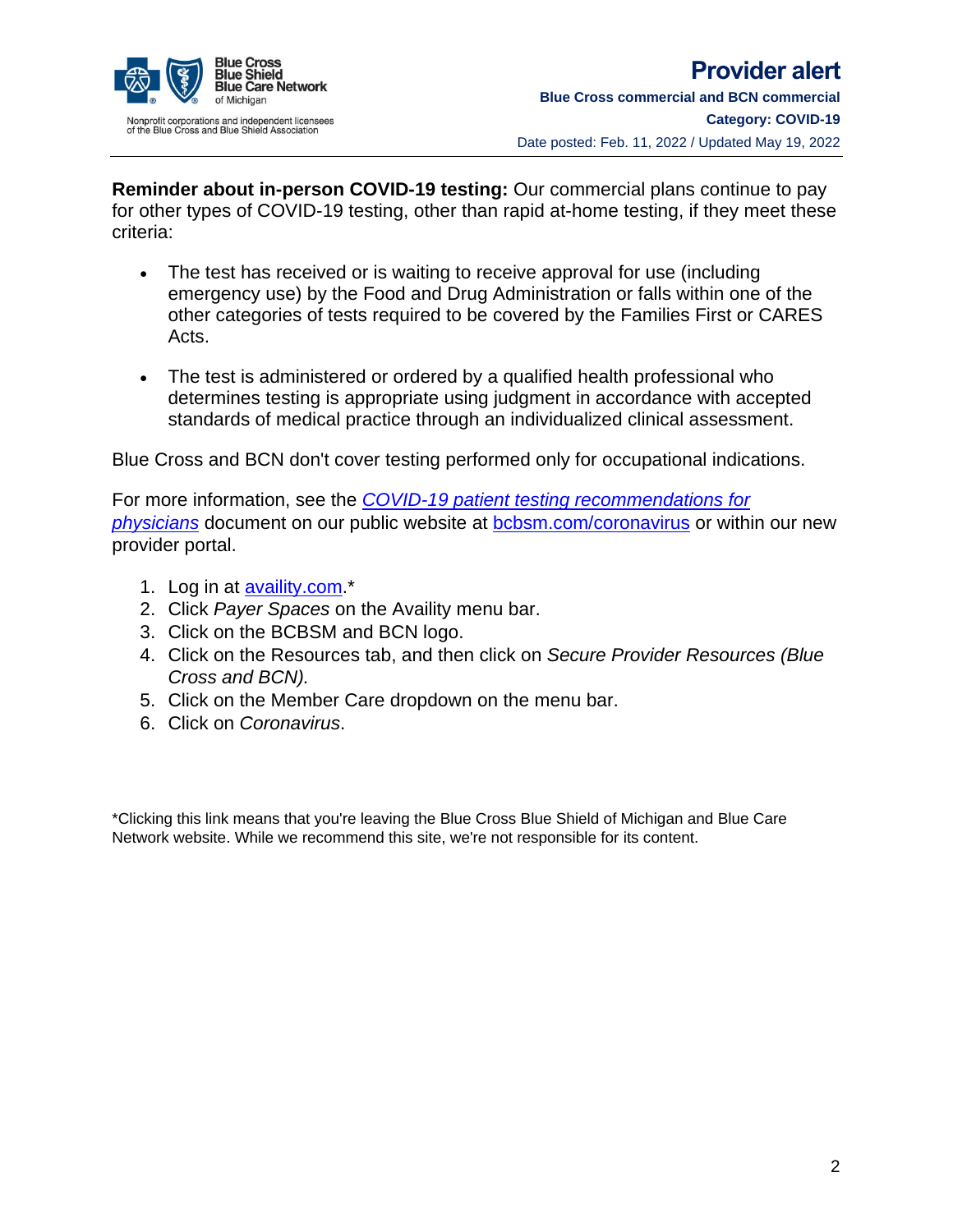**Reminder about in-person COVID-19 testing:** Our commercial plans continue to pay for other types of COVID-19 testing, other than rapid at-home testing, if they meet these criteria:

- The test has received or is waiting to receive approval for use (including emergency use) by the Food and Drug Administration or falls within one of the other categories of tests required to be covered by the Families First or CARES Acts.
- The test is administered or ordered by a qualified health professional who determines testing is appropriate using judgment in accordance with accepted standards of medical practice through an individualized clinical assessment.

Blue Cross and BCN don't cover testing performed only for occupational indications.

For more information, see the *COVID-19 patient testing recommendations for physicians* document on our public website at bcbsm.com/coronavirus or within our new provider portal.

1. Log in at availity.com.*
2. Click *Payer Spaces* on the Availity menu bar.
3. Click on the BCBSM and BCN logo.
4. Click on the Resources tab, and then click on *Secure Provider Resources (Blue Cross and BCN).*
5. Click on the Member Care dropdown on the menu bar.
6. Click on *Coronavirus*.

*Clicking this link means that you're leaving the Blue Cross Blue Shield of Michigan and Blue Care Network website. While we recommend this site, we're not responsible for its content.